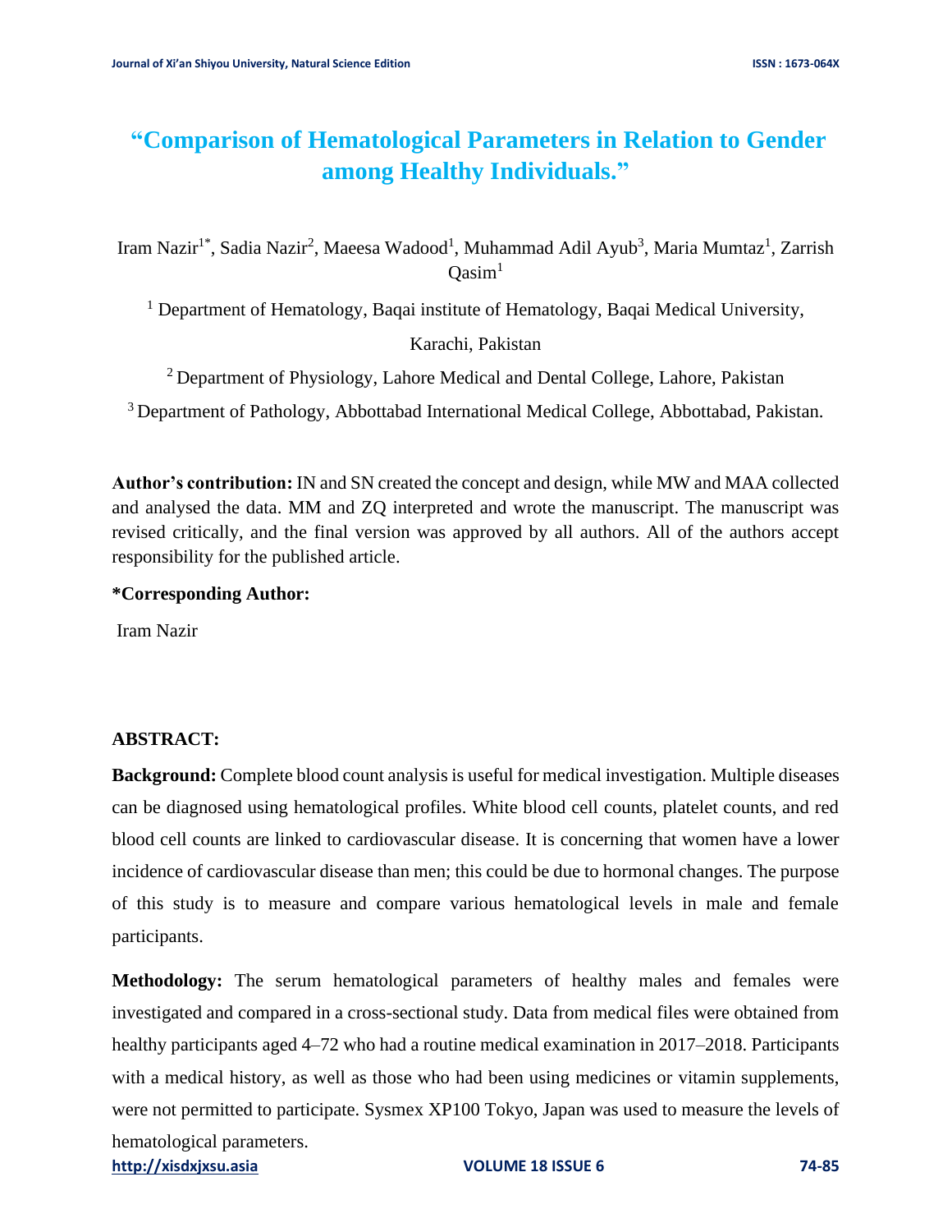# "Comparison of Hematological Parameters in Relation to Gender among Healthy Individuals."

Iram Nazir[1*], Sadia Nazir[2], Maeesa Wadood[1], Muhammad Adil Ayub[3], Maria Mumtaz[1], Zarrish Qasim[1]

[1] Department of Hematology, Baqai institute of Hematology, Baqai Medical University, Karachi, Pakistan

[2] Department of Physiology, Lahore Medical and Dental College, Lahore, Pakistan

[3] Department of Pathology, Abbottabad International Medical College, Abbottabad, Pakistan.

**Author's contribution:** IN and SN created the concept and design, while MW and MAA collected and analysed the data. MM and ZQ interpreted and wrote the manuscript. The manuscript was revised critically, and the final version was approved by all authors. All of the authors accept responsibility for the published article.

**\*Corresponding Author:**

Iram Nazir

**ABSTRACT:**

**Background:** Complete blood count analysis is useful for medical investigation. Multiple diseases can be diagnosed using hematological profiles. White blood cell counts, platelet counts, and red blood cell counts are linked to cardiovascular disease. It is concerning that women have a lower incidence of cardiovascular disease than men; this could be due to hormonal changes. The purpose of this study is to measure and compare various hematological levels in male and female participants.

**Methodology:** The serum hematological parameters of healthy males and females were investigated and compared in a cross-sectional study. Data from medical files were obtained from healthy participants aged 4–72 who had a routine medical examination in 2017–2018. Participants with a medical history, as well as those who had been using medicines or vitamin supplements, were not permitted to participate. Sysmex XP100 Tokyo, Japan was used to measure the levels of hematological parameters.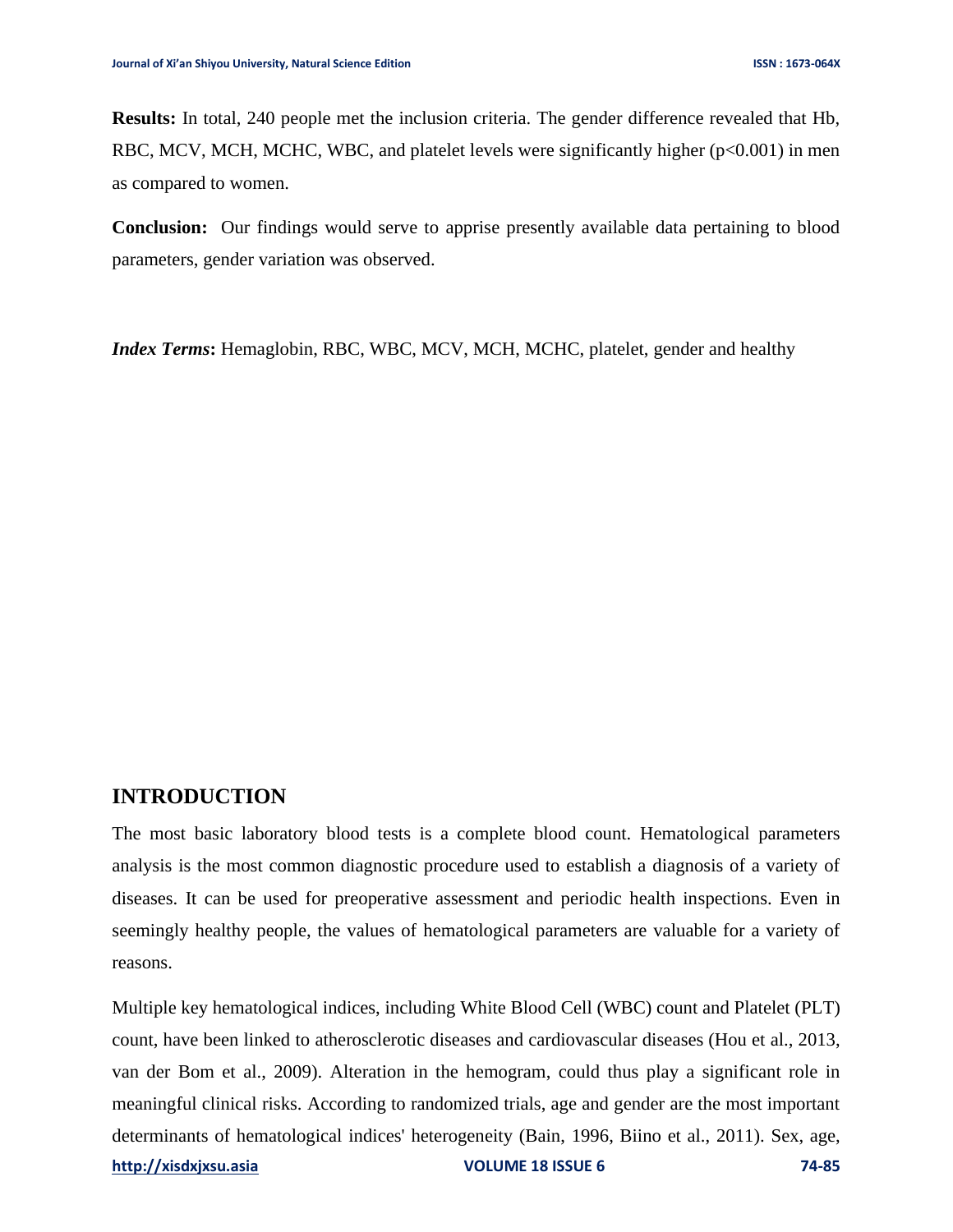**Results:** In total, 240 people met the inclusion criteria. The gender difference revealed that Hb, RBC, MCV, MCH, MCHC, WBC, and platelet levels were significantly higher ($p<0.001$) in men as compared to women.

**Conclusion:** Our findings would serve to apprise presently available data pertaining to blood parameters, gender variation was observed.

***Index Terms*:** Hemaglobin, RBC, WBC, MCV, MCH, MCHC, platelet, gender and healthy

## INTRODUCTION

The most basic laboratory blood tests is a complete blood count. Hematological parameters analysis is the most common diagnostic procedure used to establish a diagnosis of a variety of diseases. It can be used for preoperative assessment and periodic health inspections. Even in seemingly healthy people, the values of hematological parameters are valuable for a variety of reasons.

Multiple key hematological indices, including White Blood Cell (WBC) count and Platelet (PLT) count, have been linked to atherosclerotic diseases and cardiovascular diseases (Hou et al., 2013, van der Bom et al., 2009). Alteration in the hemogram, could thus play a significant role in meaningful clinical risks. According to randomized trials, age and gender are the most important determinants of hematological indices' heterogeneity (Bain, 1996, Biino et al., 2011). Sex, age,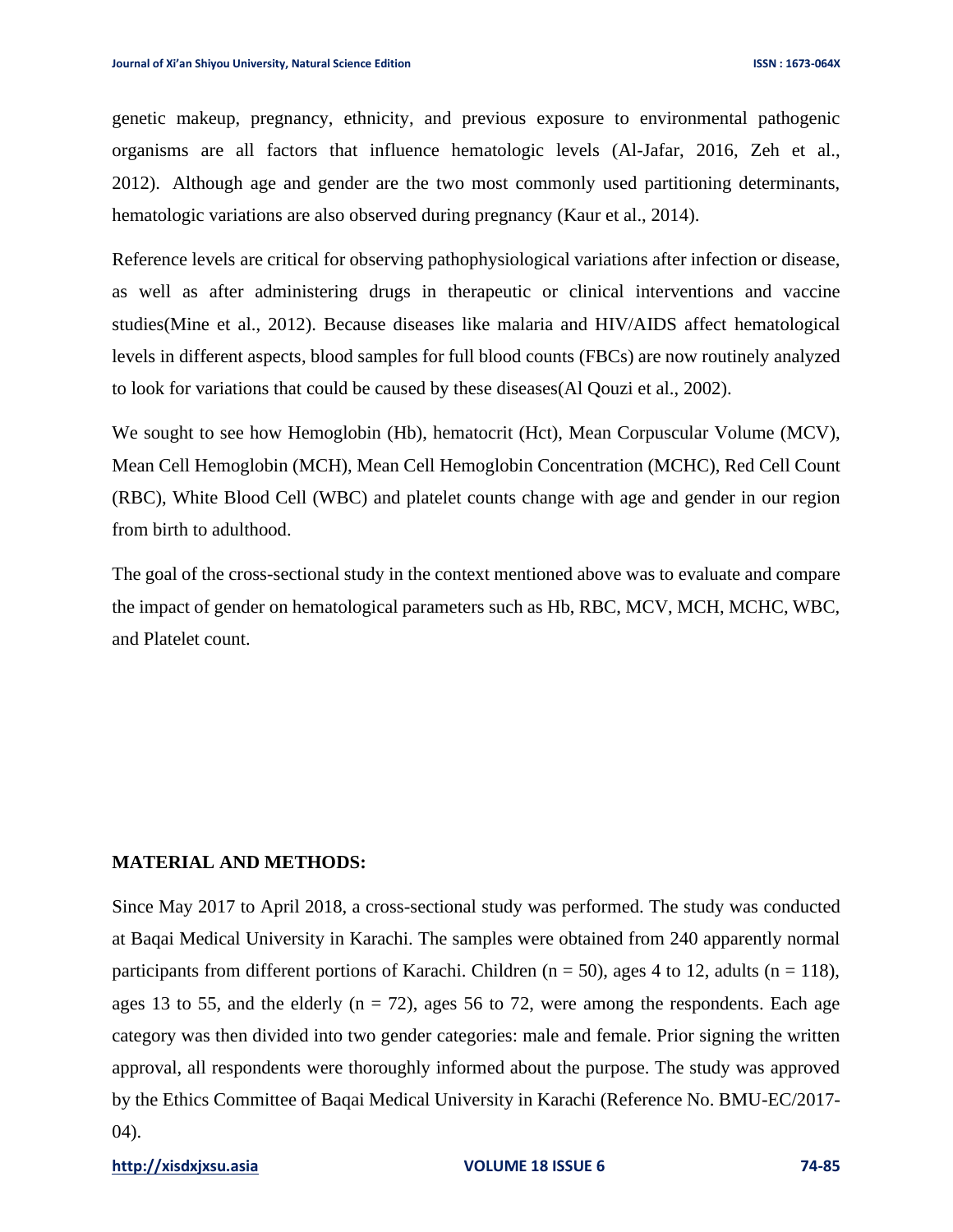genetic makeup, pregnancy, ethnicity, and previous exposure to environmental pathogenic organisms are all factors that influence hematologic levels (Al-Jafar, 2016, Zeh et al., 2012). Although age and gender are the two most commonly used partitioning determinants, hematologic variations are also observed during pregnancy (Kaur et al., 2014).

Reference levels are critical for observing pathophysiological variations after infection or disease, as well as after administering drugs in therapeutic or clinical interventions and vaccine studies(Mine et al., 2012). Because diseases like malaria and HIV/AIDS affect hematological levels in different aspects, blood samples for full blood counts (FBCs) are now routinely analyzed to look for variations that could be caused by these diseases(Al Qouzi et al., 2002).

We sought to see how Hemoglobin (Hb), hematocrit (Hct), Mean Corpuscular Volume (MCV), Mean Cell Hemoglobin (MCH), Mean Cell Hemoglobin Concentration (MCHC), Red Cell Count (RBC), White Blood Cell (WBC) and platelet counts change with age and gender in our region from birth to adulthood.

The goal of the cross-sectional study in the context mentioned above was to evaluate and compare the impact of gender on hematological parameters such as Hb, RBC, MCV, MCH, MCHC, WBC, and Platelet count.

## MATERIAL AND METHODS:

Since May 2017 to April 2018, a cross-sectional study was performed. The study was conducted at Baqai Medical University in Karachi. The samples were obtained from 240 apparently normal participants from different portions of Karachi. Children ($n = 50$), ages 4 to 12, adults ($n = 118$), ages 13 to 55, and the elderly ($n = 72$), ages 56 to 72, were among the respondents. Each age category was then divided into two gender categories: male and female. Prior signing the written approval, all respondents were thoroughly informed about the purpose. The study was approved by the Ethics Committee of Baqai Medical University in Karachi (Reference No. BMU-EC/2017-04).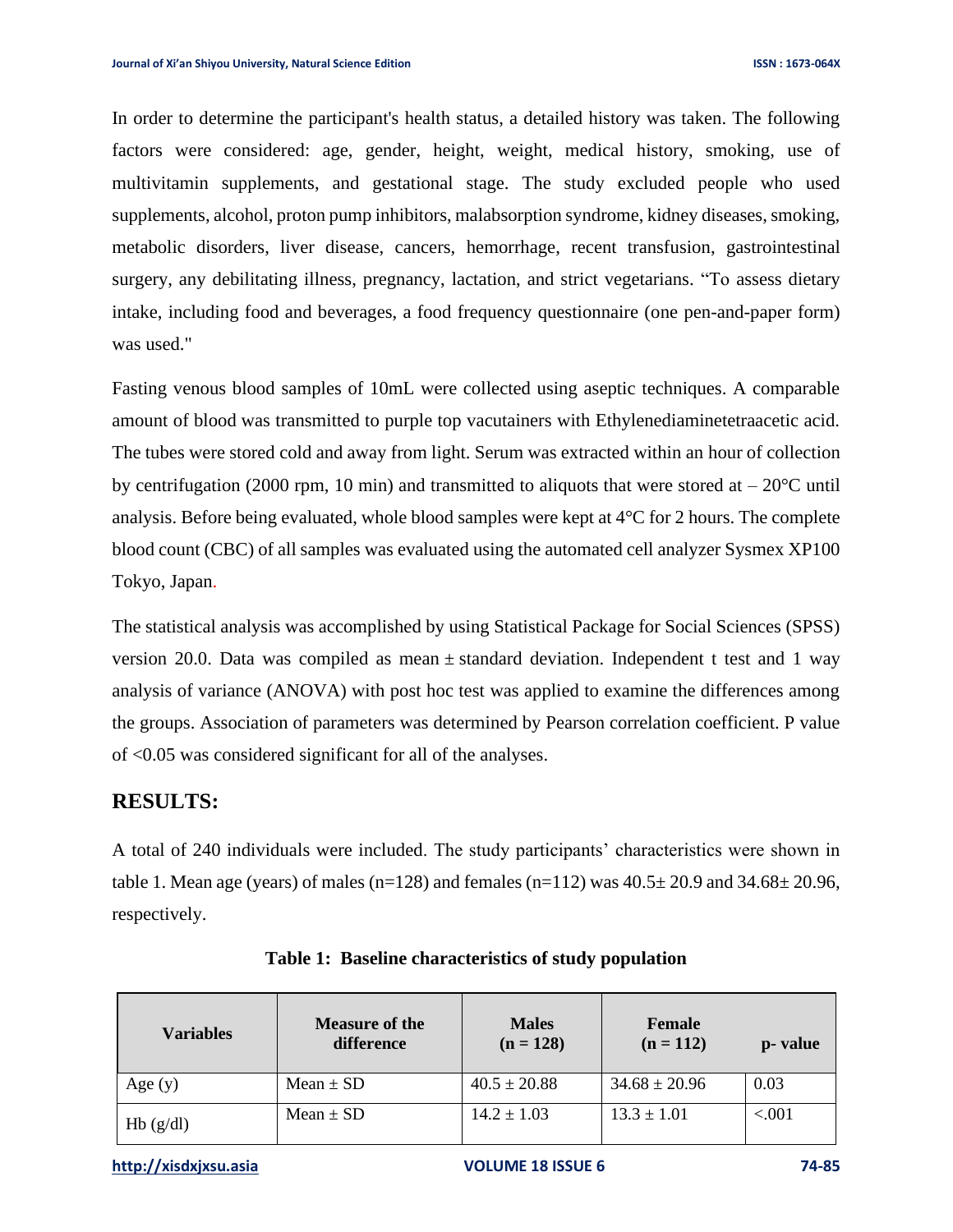In order to determine the participant's health status, a detailed history was taken. The following factors were considered: age, gender, height, weight, medical history, smoking, use of multivitamin supplements, and gestational stage. The study excluded people who used supplements, alcohol, proton pump inhibitors, malabsorption syndrome, kidney diseases, smoking, metabolic disorders, liver disease, cancers, hemorrhage, recent transfusion, gastrointestinal surgery, any debilitating illness, pregnancy, lactation, and strict vegetarians. "To assess dietary intake, including food and beverages, a food frequency questionnaire (one pen-and-paper form) was used."

Fasting venous blood samples of 10mL were collected using aseptic techniques. A comparable amount of blood was transmitted to purple top vacutainers with Ethylenediaminetetraacetic acid. The tubes were stored cold and away from light. Serum was extracted within an hour of collection by centrifugation (2000 rpm, 10 min) and transmitted to aliquots that were stored at – 20°C until analysis. Before being evaluated, whole blood samples were kept at 4°C for 2 hours. The complete blood count (CBC) of all samples was evaluated using the automated cell analyzer Sysmex XP100 Tokyo, Japan.

The statistical analysis was accomplished by using Statistical Package for Social Sciences (SPSS) version 20.0. Data was compiled as mean ± standard deviation. Independent t test and 1 way analysis of variance (ANOVA) with post hoc test was applied to examine the differences among the groups. Association of parameters was determined by Pearson correlation coefficient. P value of <0.05 was considered significant for all of the analyses.

## RESULTS:

A total of 240 individuals were included. The study participants' characteristics were shown in table 1. Mean age (years) of males (n=128) and females (n=112) was 40.5± 20.9 and 34.68± 20.96, respectively.

**Table 1: Baseline characteristics of study population**

| Variables | Measure of the difference | Males (n = 128) | Female (n = 112) | p- value |
|---|---|---|---|---|
| Age (y) | Mean ± SD | 40.5 ± 20.88 | 34.68 ± 20.96 | 0.03 |
| Hb (g/dl) | Mean ± SD | 14.2 ± 1.03 | 13.3 ± 1.01 | <.001 |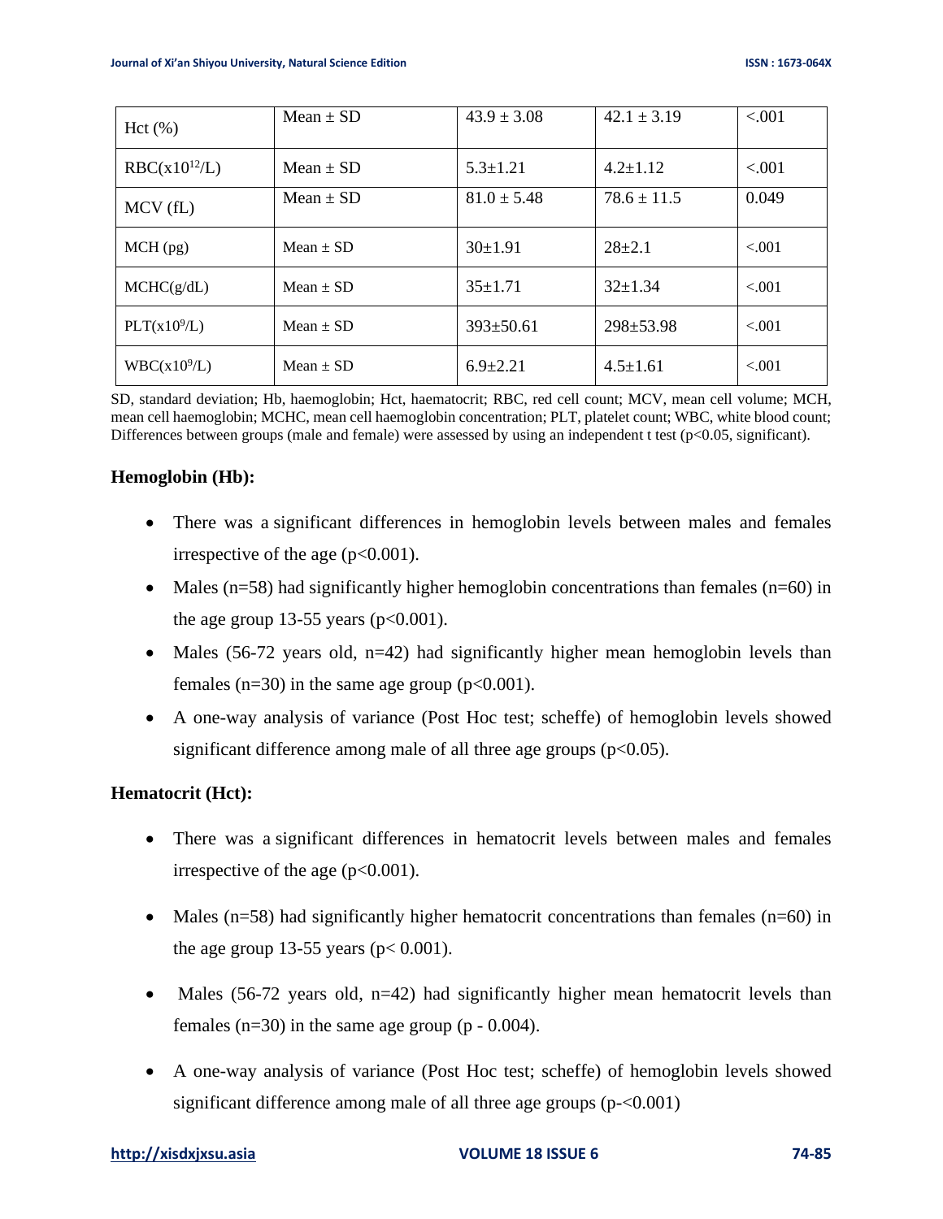| | | | | |
|---|---|---|---|---|
| Hct (%) | Mean ± SD | 43.9 ± 3.08 | 42.1 ± 3.19 | <.001 |
| RBC($x10^{12}$/L) | Mean ± SD | 5.3±1.21 | 4.2±1.12 | <.001 |
| MCV (fL) | Mean ± SD | 81.0 ± 5.48 | 78.6 ± 11.5 | 0.049 |
| MCH (pg) | Mean ± SD | 30±1.91 | 28±2.1 | <.001 |
| MCHC(g/dL) | Mean ± SD | 35±1.71 | 32±1.34 | <.001 |
| PLT($x10^{9}$/L) | Mean ± SD | 393±50.61 | 298±53.98 | <.001 |
| WBC($x10^{9}$/L) | Mean ± SD | 6.9±2.21 | 4.5±1.61 | <.001 |

SD, standard deviation; Hb, haemoglobin; Hct, haematocrit; RBC, red cell count; MCV, mean cell volume; MCH, mean cell haemoglobin; MCHC, mean cell haemoglobin concentration; PLT, platelet count; WBC, white blood count; Differences between groups (male and female) were assessed by using an independent t test ($p<0.05$, significant).

**Hemoglobin (Hb):**

- There was a significant differences in hemoglobin levels between males and females irrespective of the age ($p<0.001$).
- Males (n=58) had significantly higher hemoglobin concentrations than females (n=60) in the age group 13-55 years ($p<0.001$).
- Males (56-72 years old, n=42) had significantly higher mean hemoglobin levels than females (n=30) in the same age group ($p<0.001$).
- A one-way analysis of variance (Post Hoc test; scheffe) of hemoglobin levels showed significant difference among male of all three age groups ($p<0.05$).

**Hematocrit (Hct):**

- There was a significant differences in hematocrit levels between males and females irrespective of the age ($p<0.001$).
- Males (n=58) had significantly higher hematocrit concentrations than females (n=60) in the age group 13-55 years ($p< 0.001$).
- Males (56-72 years old, n=42) had significantly higher mean hematocrit levels than females (n=30) in the same age group (p - 0.004).
- A one-way analysis of variance (Post Hoc test; scheffe) of hemoglobin levels showed significant difference among male of all three age groups (p-<0.001)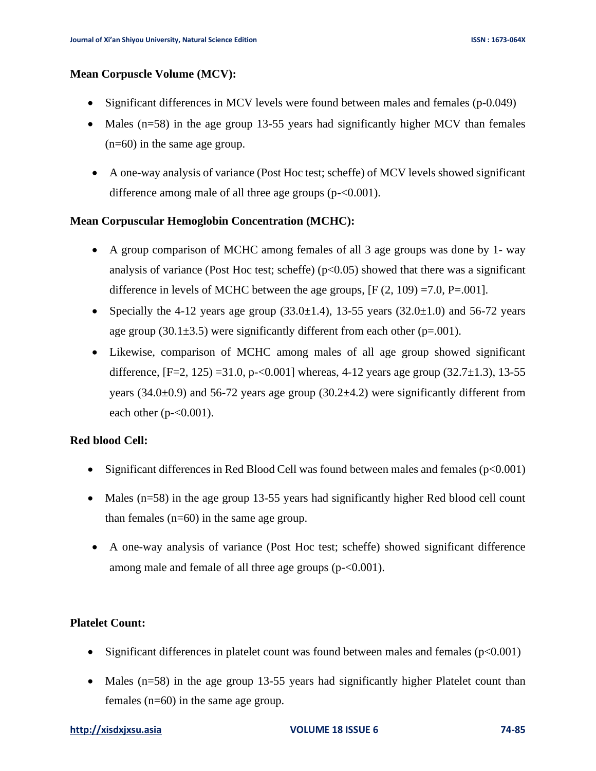**Mean Corpuscle Volume (MCV):**

- Significant differences in MCV levels were found between males and females (p-0.049)
- Males (n=58) in the age group 13-55 years had significantly higher MCV than females (n=60) in the same age group.
- A one-way analysis of variance (Post Hoc test; scheffe) of MCV levels showed significant difference among male of all three age groups (p-<0.001).

**Mean Corpuscular Hemoglobin Concentration (MCHC):**

- A group comparison of MCHC among females of all 3 age groups was done by 1- way analysis of variance (Post Hoc test; scheffe) ($p<0.05$) showed that there was a significant difference in levels of MCHC between the age groups, [$F(2, 109) = 7.0$, $P=.001$].
- Specially the 4-12 years age group ($33.0\pm1.4$), 13-55 years ($32.0\pm1.0$) and 56-72 years age group ($30.1\pm3.5$) were significantly different from each other ($p=.001$).
- Likewise, comparison of MCHC among males of all age group showed significant difference, [F=2, 125) =31.0, p-<0.001] whereas, 4-12 years age group ($32.7\pm1.3$), 13-55 years ($34.0\pm0.9$) and 56-72 years age group ($30.2\pm4.2$) were significantly different from each other (p-<0.001).

**Red blood Cell:**

- Significant differences in Red Blood Cell was found between males and females ($p<0.001$)
- Males (n=58) in the age group 13-55 years had significantly higher Red blood cell count than females (n=60) in the same age group.
- A one-way analysis of variance (Post Hoc test; scheffe) showed significant difference among male and female of all three age groups (p-<0.001).

**Platelet Count:**

- Significant differences in platelet count was found between males and females ($p<0.001$)
- Males (n=58) in the age group 13-55 years had significantly higher Platelet count than females (n=60) in the same age group.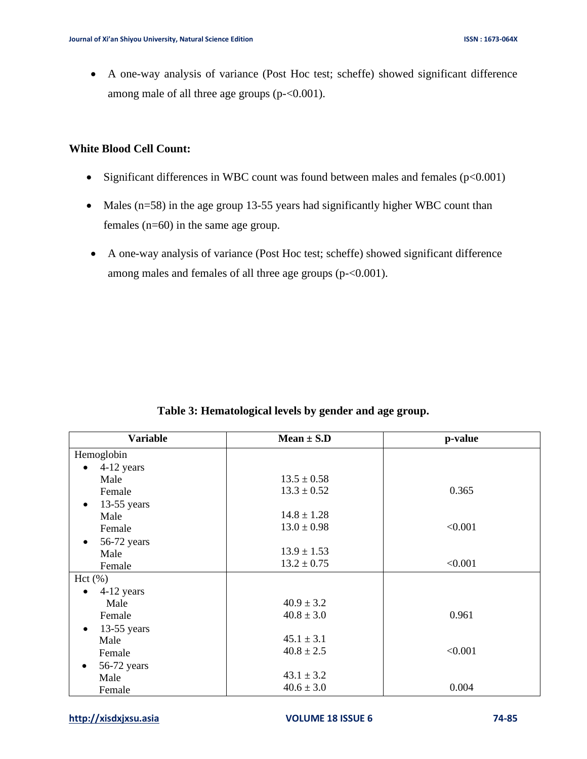- A one-way analysis of variance (Post Hoc test; scheffe) showed significant difference among male of all three age groups (p-<0.001).

**White Blood Cell Count:**

- Significant differences in WBC count was found between males and females ($p<0.001$)
- Males (n=58) in the age group 13-55 years had significantly higher WBC count than females (n=60) in the same age group.
- A one-way analysis of variance (Post Hoc test; scheffe) showed significant difference among males and females of all three age groups (p-<0.001).

**Table 3: Hematological levels by gender and age group.**

| Variable | Mean ± S.D | p-value |
|---|---|---|
| Hemoglobin | | |
| • 4-12 years | | |
| Male | 13.5 ± 0.58 | |
| Female | 13.3 ± 0.52 | 0.365 |
| • 13-55 years | | |
| Male | 14.8 ± 1.28 | |
| Female | 13.0 ± 0.98 | <0.001 |
| • 56-72 years | | |
| Male | 13.9 ± 1.53 | |
| Female | 13.2 ± 0.75 | <0.001 |
| Hct (%) | | |
| • 4-12 years | | |
| Male | 40.9 ± 3.2 | |
| Female | 40.8 ± 3.0 | 0.961 |
| • 13-55 years | | |
| Male | 45.1 ± 3.1 | |
| Female | 40.8 ± 2.5 | <0.001 |
| • 56-72 years | | |
| Male | 43.1 ± 3.2 | |
| Female | 40.6 ± 3.0 | 0.004 |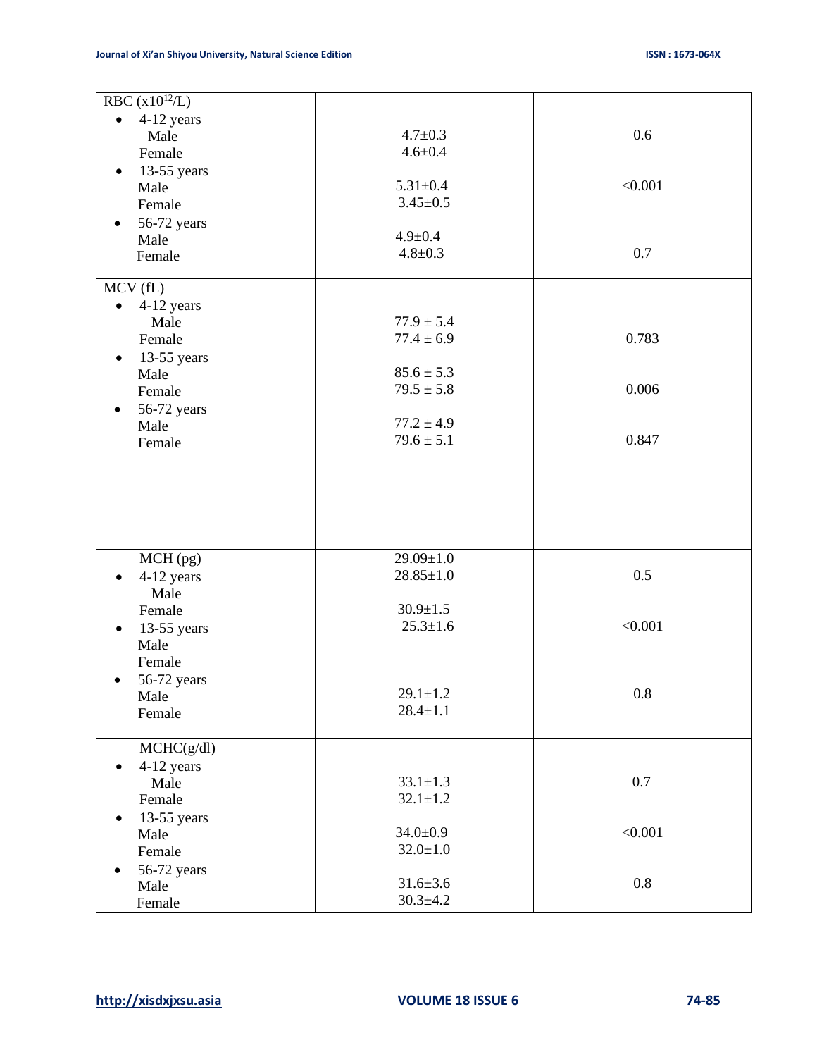| | | |
|---|---|---|
| RBC ($x10^{12}$/L) | | |
| • 4-12 years | | |
| Male | 4.7±0.3 | 0.6 |
| Female | 4.6±0.4 | |
| • 13-55 years | | |
| Male | 5.31±0.4 | <0.001 |
| Female | 3.45±0.5 | |
| • 56-72 years | | |
| Male | 4.9±0.4 | |
| Female | 4.8±0.3 | 0.7 |
| MCV (fL) | | |
| • 4-12 years | | |
| Male | 77.9 ± 5.4 | |
| Female | 77.4 ± 6.9 | 0.783 |
| • 13-55 years | | |
| Male | 85.6 ± 5.3 | |
| Female | 79.5 ± 5.8 | 0.006 |
| • 56-72 years | | |
| Male | 77.2 ± 4.9 | |
| Female | 79.6 ± 5.1 | 0.847 |
| MCH (pg) | | |
| • 4-12 years | | |
| Male | 29.09±1.0 | 0.5 |
| Female | 28.85±1.0 | |
| • 13-55 years | | |
| Male | 30.9±1.5 | <0.001 |
| Female | 25.3±1.6 | |
| • 56-72 years | | |
| Male | 29.1±1.2 | 0.8 |
| Female | 28.4±1.1 | |
| MCHC(g/dl) | | |
| • 4-12 years | | |
| Male | 33.1±1.3 | 0.7 |
| Female | 32.1±1.2 | |
| • 13-55 years | | |
| Male | 34.0±0.9 | <0.001 |
| Female | 32.0±1.0 | |
| • 56-72 years | | |
| Male | 31.6±3.6 | 0.8 |
| Female | 30.3±4.2 | |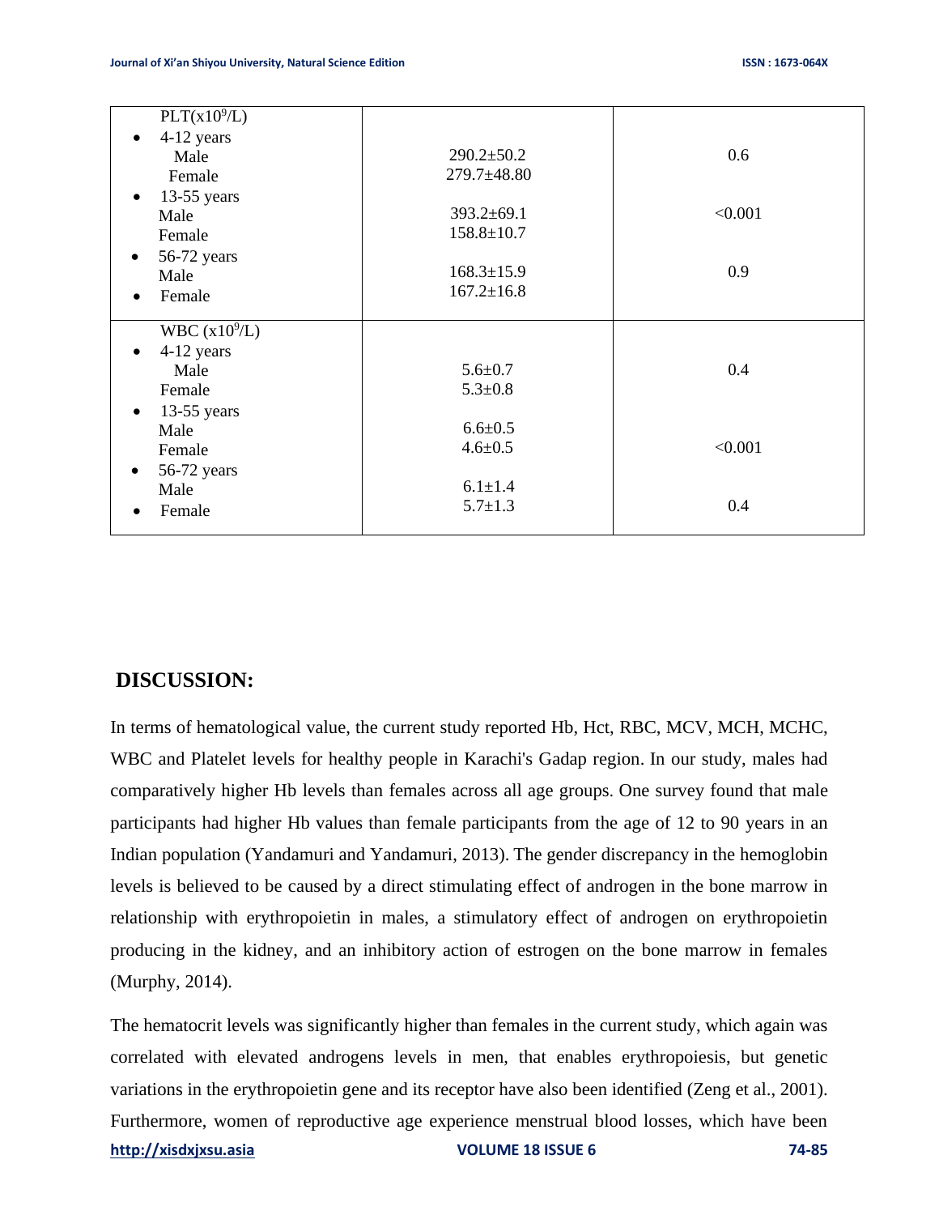| PLT($x10^9$/L) | | |
|---|---|---|
| • 4-12 years | | |
| Male | 290.2±50.2 | 0.6 |
| Female | 279.7±48.80 | |
| • 13-55 years | | |
| Male | 393.2±69.1 | <0.001 |
| Female | 158.8±10.7 | |
| • 56-72 years | | |
| Male | 168.3±15.9 | 0.9 |
| • Female | 167.2±16.8 | |
| WBC ($x10^9$/L) | | |
| • 4-12 years | | |
| Male | 5.6±0.7 | 0.4 |
| Female | 5.3±0.8 | |
| • 13-55 years | | |
| Male | 6.6±0.5 | |
| Female | 4.6±0.5 | <0.001 |
| • 56-72 years | | |
| Male | 6.1±1.4 | |
| • Female | 5.7±1.3 | 0.4 |

## DISCUSSION:

In terms of hematological value, the current study reported Hb, Hct, RBC, MCV, MCH, MCHC, WBC and Platelet levels for healthy people in Karachi's Gadap region. In our study, males had comparatively higher Hb levels than females across all age groups. One survey found that male participants had higher Hb values than female participants from the age of 12 to 90 years in an Indian population (Yandamuri and Yandamuri, 2013). The gender discrepancy in the hemoglobin levels is believed to be caused by a direct stimulating effect of androgen in the bone marrow in relationship with erythropoietin in males, a stimulatory effect of androgen on erythropoietin producing in the kidney, and an inhibitory action of estrogen on the bone marrow in females (Murphy, 2014).

The hematocrit levels was significantly higher than females in the current study, which again was correlated with elevated androgens levels in men, that enables erythropoiesis, but genetic variations in the erythropoietin gene and its receptor have also been identified (Zeng et al., 2001). Furthermore, women of reproductive age experience menstrual blood losses, which have been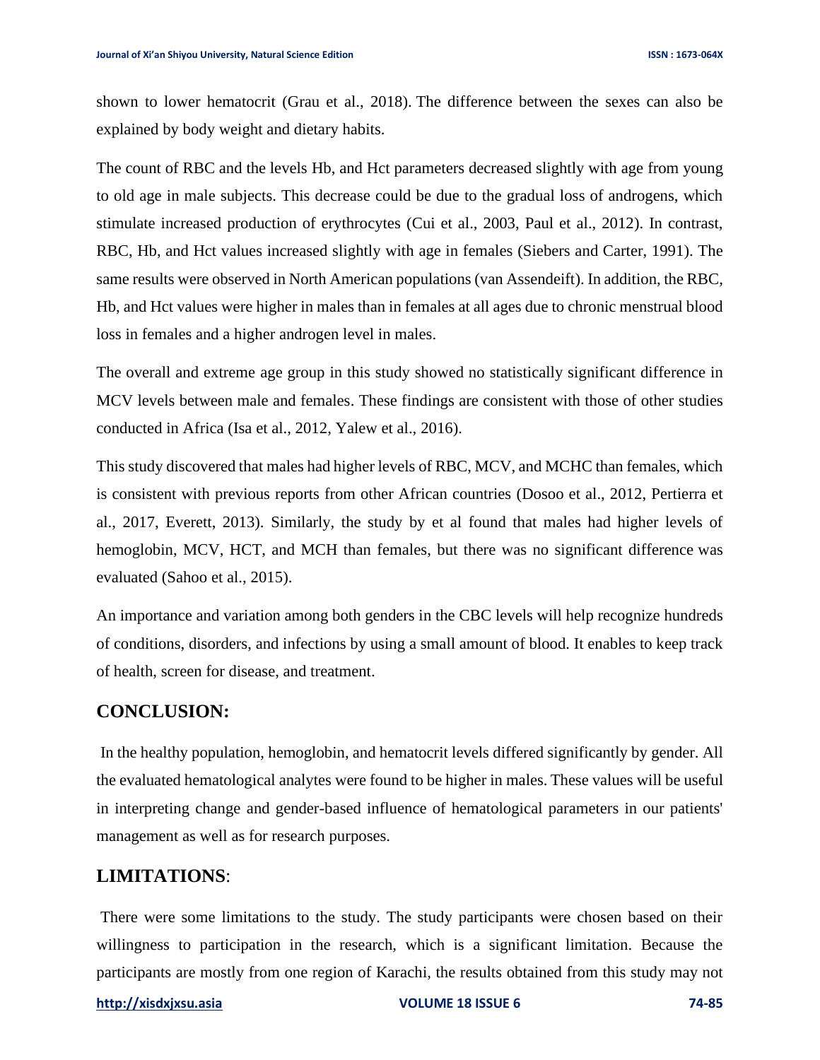shown to lower hematocrit (Grau et al., 2018). The difference between the sexes can also be explained by body weight and dietary habits.

The count of RBC and the levels Hb, and Hct parameters decreased slightly with age from young to old age in male subjects. This decrease could be due to the gradual loss of androgens, which stimulate increased production of erythrocytes (Cui et al., 2003, Paul et al., 2012). In contrast, RBC, Hb, and Hct values increased slightly with age in females (Siebers and Carter, 1991). The same results were observed in North American populations (van Assendeift). In addition, the RBC, Hb, and Hct values were higher in males than in females at all ages due to chronic menstrual blood loss in females and a higher androgen level in males.

The overall and extreme age group in this study showed no statistically significant difference in MCV levels between male and females. These findings are consistent with those of other studies conducted in Africa (Isa et al., 2012, Yalew et al., 2016).

This study discovered that males had higher levels of RBC, MCV, and MCHC than females, which is consistent with previous reports from other African countries (Dosoo et al., 2012, Pertierra et al., 2017, Everett, 2013). Similarly, the study by et al found that males had higher levels of hemoglobin, MCV, HCT, and MCH than females, but there was no significant difference was evaluated (Sahoo et al., 2015).

An importance and variation among both genders in the CBC levels will help recognize hundreds of conditions, disorders, and infections by using a small amount of blood. It enables to keep track of health, screen for disease, and treatment.

## CONCLUSION:

In the healthy population, hemoglobin, and hematocrit levels differed significantly by gender. All the evaluated hematological analytes were found to be higher in males. These values will be useful in interpreting change and gender-based influence of hematological parameters in our patients' management as well as for research purposes.

## LIMITATIONS:

There were some limitations to the study. The study participants were chosen based on their willingness to participation in the research, which is a significant limitation. Because the participants are mostly from one region of Karachi, the results obtained from this study may not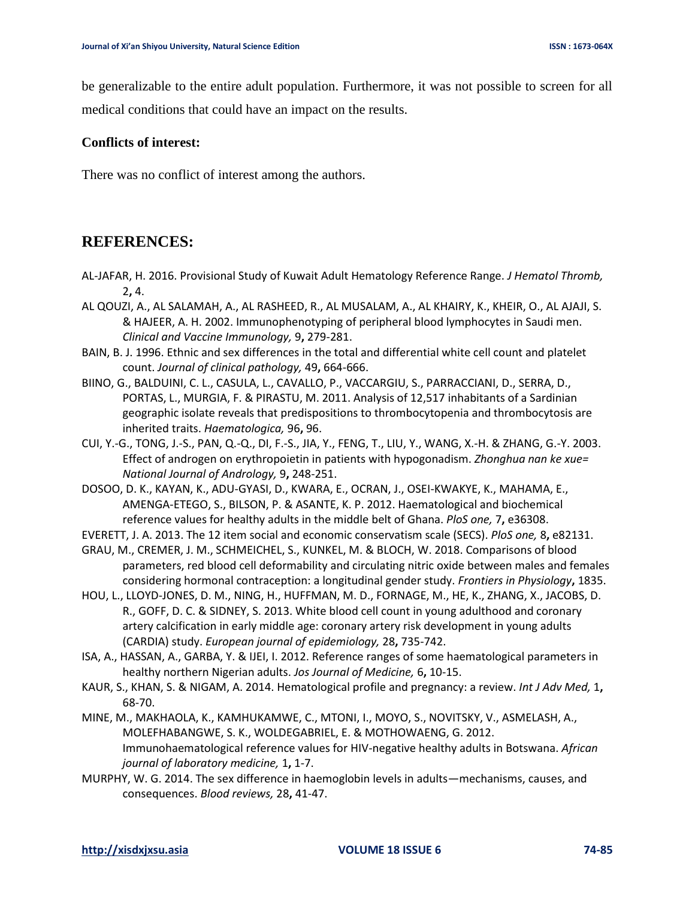be generalizable to the entire adult population. Furthermore, it was not possible to screen for all medical conditions that could have an impact on the results.

**Conflicts of interest:**

There was no conflict of interest among the authors.

## REFERENCES:

AL-JAFAR, H. 2016. Provisional Study of Kuwait Adult Hematology Reference Range. *J Hematol Thromb,* 2**,** 4.

AL QOUZI, A., AL SALAMAH, A., AL RASHEED, R., AL MUSALAM, A., AL KHAIRY, K., KHEIR, O., AL AJAJI, S. & HAJEER, A. H. 2002. Immunophenotyping of peripheral blood lymphocytes in Saudi men. *Clinical and Vaccine Immunology,* 9**,** 279-281.

BAIN, B. J. 1996. Ethnic and sex differences in the total and differential white cell count and platelet count. *Journal of clinical pathology,* 49**,** 664-666.

BIINO, G., BALDUINI, C. L., CASULA, L., CAVALLO, P., VACCARGIU, S., PARRACCIANI, D., SERRA, D., PORTAS, L., MURGIA, F. & PIRASTU, M. 2011. Analysis of 12,517 inhabitants of a Sardinian geographic isolate reveals that predispositions to thrombocytopenia and thrombocytosis are inherited traits. *Haematologica,* 96**,** 96.

CUI, Y.-G., TONG, J.-S., PAN, Q.-Q., DI, F.-S., JIA, Y., FENG, T., LIU, Y., WANG, X.-H. & ZHANG, G.-Y. 2003. Effect of androgen on erythropoietin in patients with hypogonadism. *Zhonghua nan ke xue= National Journal of Andrology,* 9**,** 248-251.

DOSOO, D. K., KAYAN, K., ADU-GYASI, D., KWARA, E., OCRAN, J., OSEI-KWAKYE, K., MAHAMA, E., AMENGA-ETEGO, S., BILSON, P. & ASANTE, K. P. 2012. Haematological and biochemical reference values for healthy adults in the middle belt of Ghana. *PloS one,* 7**,** e36308.

EVERETT, J. A. 2013. The 12 item social and economic conservatism scale (SECS). *PloS one,* 8**,** e82131.

GRAU, M., CREMER, J. M., SCHMEICHEL, S., KUNKEL, M. & BLOCH, W. 2018. Comparisons of blood parameters, red blood cell deformability and circulating nitric oxide between males and females considering hormonal contraception: a longitudinal gender study. *Frontiers in Physiology***,** 1835.

HOU, L., LLOYD-JONES, D. M., NING, H., HUFFMAN, M. D., FORNAGE, M., HE, K., ZHANG, X., JACOBS, D. R., GOFF, D. C. & SIDNEY, S. 2013. White blood cell count in young adulthood and coronary artery calcification in early middle age: coronary artery risk development in young adults (CARDIA) study. *European journal of epidemiology,* 28**,** 735-742.

ISA, A., HASSAN, A., GARBA, Y. & IJEI, I. 2012. Reference ranges of some haematological parameters in healthy northern Nigerian adults. *Jos Journal of Medicine,* 6**,** 10-15.

KAUR, S., KHAN, S. & NIGAM, A. 2014. Hematological profile and pregnancy: a review. *Int J Adv Med,* 1**,** 68-70.

MINE, M., MAKHAOLA, K., KAMHUKAMWE, C., MTONI, I., MOYO, S., NOVITSKY, V., ASMELASH, A., MOLEFHABANGWE, S. K., WOLDEGABRIEL, E. & MOTHOWAENG, G. 2012. Immunohaematological reference values for HIV-negative healthy adults in Botswana. *African journal of laboratory medicine,* 1**,** 1-7.

MURPHY, W. G. 2014. The sex difference in haemoglobin levels in adults—mechanisms, causes, and consequences. *Blood reviews,* 28**,** 41-47.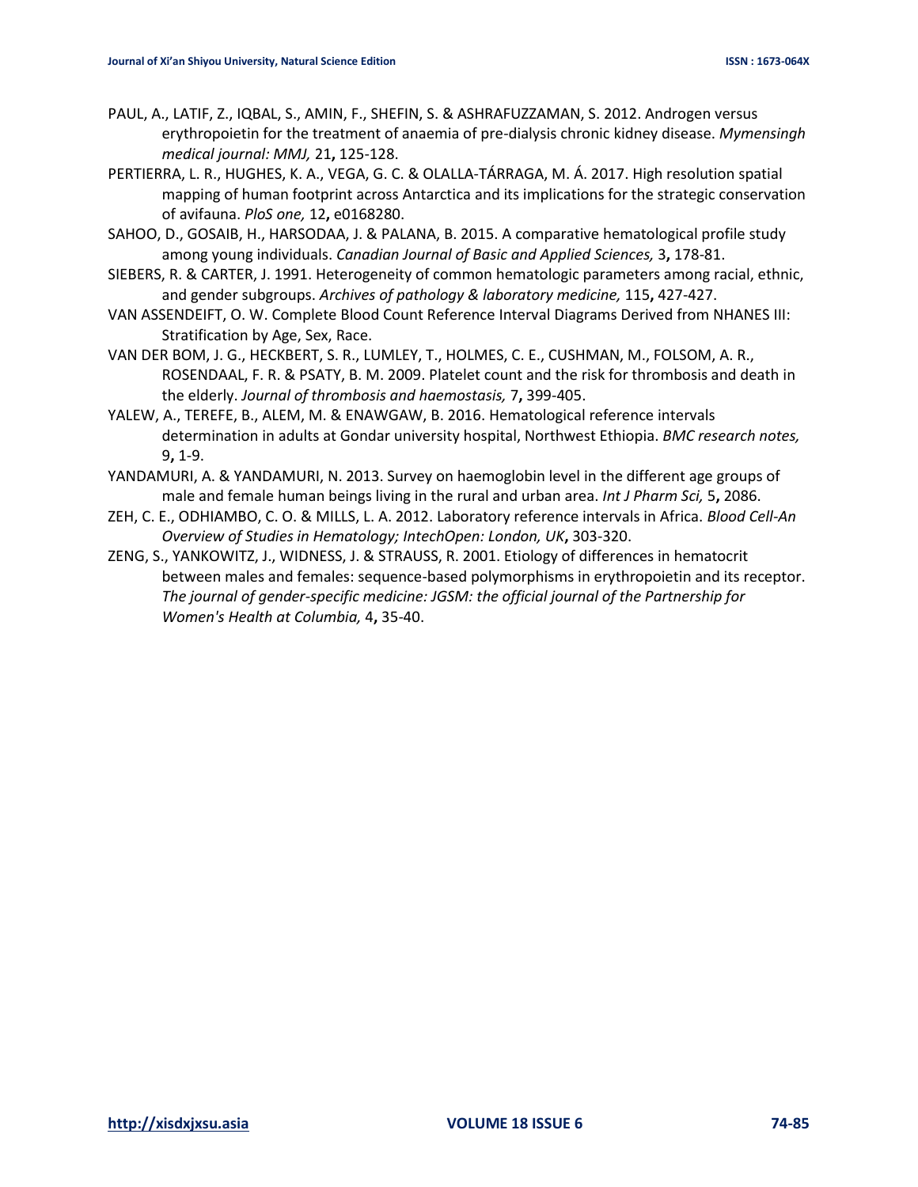PAUL, A., LATIF, Z., IQBAL, S., AMIN, F., SHEFIN, S. & ASHRAFUZZAMAN, S. 2012. Androgen versus erythropoietin for the treatment of anaemia of pre-dialysis chronic kidney disease. *Mymensingh medical journal: MMJ,* 21**,** 125-128.

PERTIERRA, L. R., HUGHES, K. A., VEGA, G. C. & OLALLA-TÁRRAGA, M. Á. 2017. High resolution spatial mapping of human footprint across Antarctica and its implications for the strategic conservation of avifauna. *PloS one,* 12**,** e0168280.

SAHOO, D., GOSAIB, H., HARSODAA, J. & PALANA, B. 2015. A comparative hematological profile study among young individuals. *Canadian Journal of Basic and Applied Sciences,* 3**,** 178-81.

SIEBERS, R. & CARTER, J. 1991. Heterogeneity of common hematologic parameters among racial, ethnic, and gender subgroups. *Archives of pathology & laboratory medicine,* 115**,** 427-427.

VAN ASSENDEIFT, O. W. Complete Blood Count Reference Interval Diagrams Derived from NHANES III: Stratification by Age, Sex, Race.

VAN DER BOM, J. G., HECKBERT, S. R., LUMLEY, T., HOLMES, C. E., CUSHMAN, M., FOLSOM, A. R., ROSENDAAL, F. R. & PSATY, B. M. 2009. Platelet count and the risk for thrombosis and death in the elderly. *Journal of thrombosis and haemostasis,* 7**,** 399-405.

YALEW, A., TEREFE, B., ALEM, M. & ENAWGAW, B. 2016. Hematological reference intervals determination in adults at Gondar university hospital, Northwest Ethiopia. *BMC research notes,* 9**,** 1-9.

YANDAMURI, A. & YANDAMURI, N. 2013. Survey on haemoglobin level in the different age groups of male and female human beings living in the rural and urban area. *Int J Pharm Sci,* 5**,** 2086.

ZEH, C. E., ODHIAMBO, C. O. & MILLS, L. A. 2012. Laboratory reference intervals in Africa. *Blood Cell-An Overview of Studies in Hematology; IntechOpen: London, UK***,** 303-320.

ZENG, S., YANKOWITZ, J., WIDNESS, J. & STRAUSS, R. 2001. Etiology of differences in hematocrit between males and females: sequence-based polymorphisms in erythropoietin and its receptor. *The journal of gender-specific medicine: JGSM: the official journal of the Partnership for Women's Health at Columbia,* 4**,** 35-40.